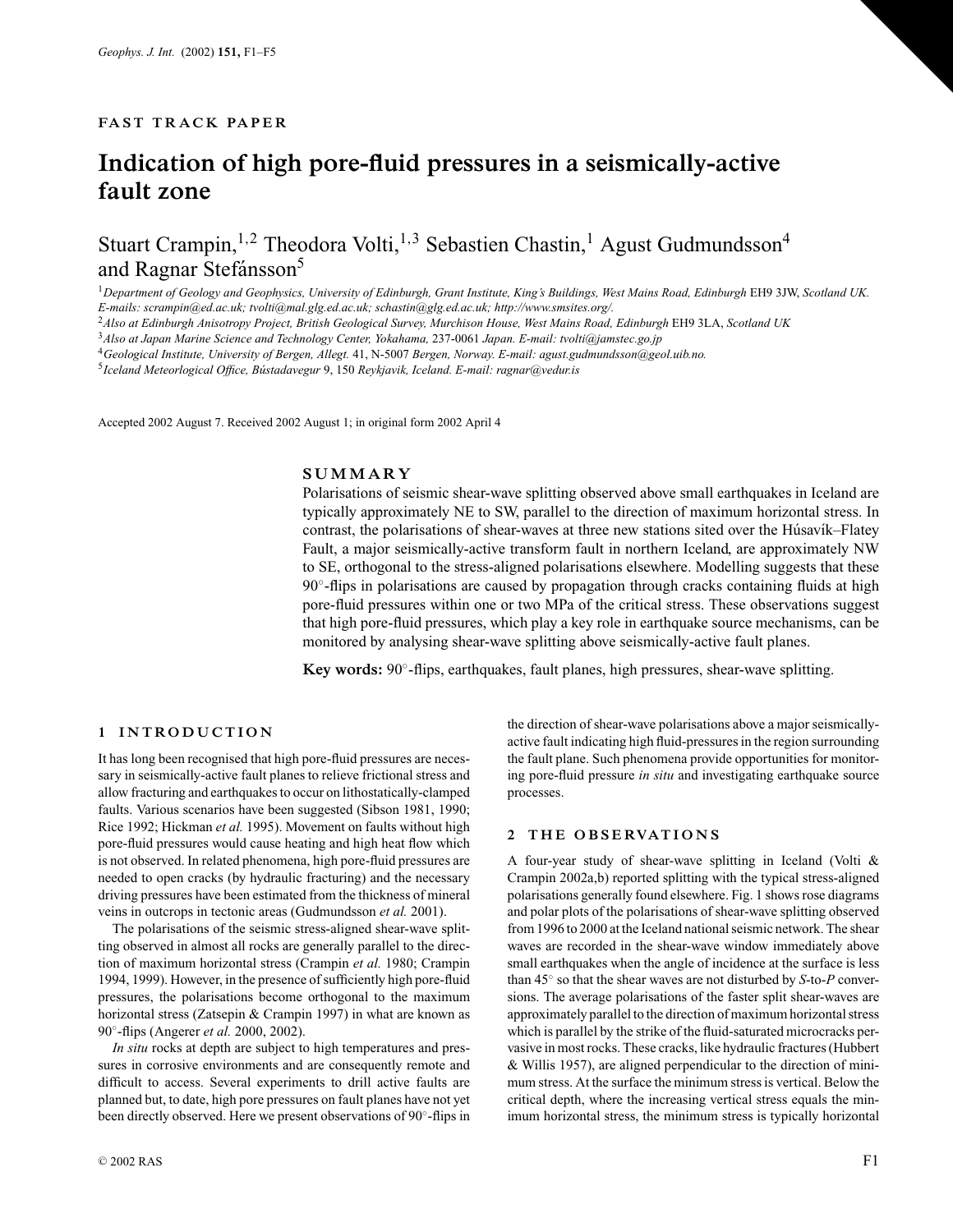FAST TRACK PAPER

# Indication of high pore-fluid pressures in a seismically-active fault zone

Stuart Crampin,[1,2] Theodora Volti,[1,3] Sebastien Chastin,[1] Agust Gudmundsson[4] and Ragnar Stefánsson[5]

[1]*Department of Geology and Geophysics, University of Edinburgh, Grant Institute, King's Buildings, West Mains Road, Edinburgh* EH9 3JW, *Scotland UK. E-mails: scrampin@ed.ac.uk; tvolti@mal.glg.ed.ac.uk; schastin@glg.ed.ac.uk; http://www.smsites.org/.*
[2]*Also at Edinburgh Anisotropy Project, British Geological Survey, Murchison House, West Mains Road, Edinburgh* EH9 3LA, *Scotland UK*
[3]*Also at Japan Marine Science and Technology Center, Yokahama,* 237-0061 *Japan. E-mail: tvolti@jamstec.go.jp*
[4]*Geological Institute, University of Bergen, Allegt.* 41, N-5007 *Bergen, Norway. E-mail: agust.gudmundsson@geol.uib.no.*
[5]*Iceland Meteorological Office, Bústadavegur* 9, 150 *Reykjavik, Iceland. E-mail: ragnar@vedur.is*

Accepted 2002 August 7. Received 2002 August 1; in original form 2002 April 4

## SUMMARY

Polarisations of seismic shear-wave splitting observed above small earthquakes in Iceland are typically approximately NE to SW, parallel to the direction of maximum horizontal stress. In contrast, the polarisations of shear-waves at three new stations sited over the Húsavík–Flatey Fault, a major seismically-active transform fault in northern Iceland, are approximately NW to SE, orthogonal to the stress-aligned polarisations elsewhere. Modelling suggests that these 90°-flips in polarisations are caused by propagation through cracks containing fluids at high pore-fluid pressures within one or two MPa of the critical stress. These observations suggest that high pore-fluid pressures, which play a key role in earthquake source mechanisms, can be monitored by analysing shear-wave splitting above seismically-active fault planes.

**Key words:** 90°-flips, earthquakes, fault planes, high pressures, shear-wave splitting.

## 1 INTRODUCTION

It has long been recognised that high pore-fluid pressures are necessary in seismically-active fault planes to relieve frictional stress and allow fracturing and earthquakes to occur on lithostatically-clamped faults. Various scenarios have been suggested (Sibson 1981, 1990; Rice 1992; Hickman *et al.* 1995). Movement on faults without high pore-fluid pressures would cause heating and high heat flow which is not observed. In related phenomena, high pore-fluid pressures are needed to open cracks (by hydraulic fracturing) and the necessary driving pressures have been estimated from the thickness of mineral veins in outcrops in tectonic areas (Gudmundsson *et al.* 2001).

The polarisations of the seismic stress-aligned shear-wave splitting observed in almost all rocks are generally parallel to the direction of maximum horizontal stress (Crampin *et al.* 1980; Crampin 1994, 1999). However, in the presence of sufficiently high pore-fluid pressures, the polarisations become orthogonal to the maximum horizontal stress (Zatsepin & Crampin 1997) in what are known as 90°-flips (Angerer *et al.* 2000, 2002).

*In situ* rocks at depth are subject to high temperatures and pressures in corrosive environments and are consequently remote and difficult to access. Several experiments to drill active faults are planned but, to date, high pore pressures on fault planes have not yet been directly observed. Here we present observations of 90°-flips in the direction of shear-wave polarisations above a major seismically-active fault indicating high fluid-pressures in the region surrounding the fault plane. Such phenomena provide opportunities for monitoring pore-fluid pressure *in situ* and investigating earthquake source processes.

## 2 THE OBSERVATIONS

A four-year study of shear-wave splitting in Iceland (Volti & Crampin 2002a,b) reported splitting with the typical stress-aligned polarisations generally found elsewhere. Fig. 1 shows rose diagrams and polar plots of the polarisations of shear-wave splitting observed from 1996 to 2000 at the Iceland national seismic network. The shear waves are recorded in the shear-wave window immediately above small earthquakes when the angle of incidence at the surface is less than 45° so that the shear waves are not disturbed by *S*-to-*P* conversions. The average polarisations of the faster split shear-waves are approximately parallel to the direction of maximum horizontal stress which is parallel by the strike of the fluid-saturated microcracks pervasive in most rocks. These cracks, like hydraulic fractures (Hubbert & Willis 1957), are aligned perpendicular to the direction of minimum stress. At the surface the minimum stress is vertical. Below the critical depth, where the increasing vertical stress equals the minimum horizontal stress, the minimum stress is typically horizontal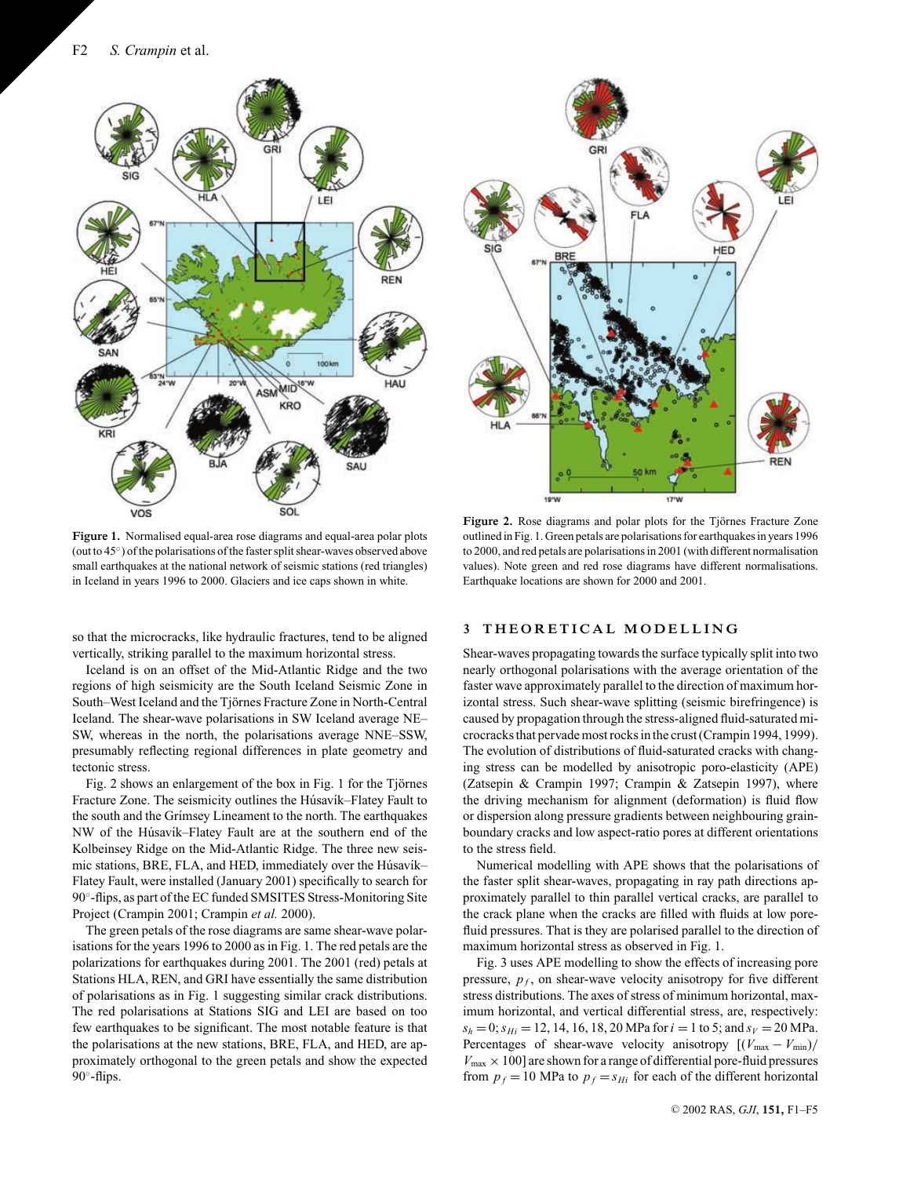SIG

GRI

HLA

LEI

67°N

HEI

REN

65°N

SAN

0 100km

63°N 24°W 20°W 18°W

HAU

ASM MID

KRO

KRI

BJA

SAU

VOS

SOL

**Figure 1.** Normalised equal-area rose diagrams and equal-area polar plots (out to 45°) of the polarisations of the faster split shear-waves observed above small earthquakes at the national network of seismic stations (red triangles) in Iceland in years 1996 to 2000. Glaciers and ice caps shown in white.

GRI

LEI

FLA

SIG

HED

BRE

67°N

HLA

66°N

0 50 km

REN

19°W 17°W

**Figure 2.** Rose diagrams and polar plots for the Tjörnes Fracture Zone outlined in Fig. 1. Green petals are polarisations for earthquakes in years 1996 to 2000, and red petals are polarisations in 2001 (with different normalisation values). Note green and red rose diagrams have different normalisations. Earthquake locations are shown for 2000 and 2001.

so that the microcracks, like hydraulic fractures, tend to be aligned vertically, striking parallel to the maximum horizontal stress.

Iceland is on an offset of the Mid-Atlantic Ridge and the two regions of high seismicity are the South Iceland Seismic Zone in South–West Iceland and the Tjörnes Fracture Zone in North-Central Iceland. The shear-wave polarisations in SW Iceland average NE–SW, whereas in the north, the polarisations average NNE–SSW, presumably reflecting regional differences in plate geometry and tectonic stress.

Fig. 2 shows an enlargement of the box in Fig. 1 for the Tjörnes Fracture Zone. The seismicity outlines the Húsavík–Flatey Fault to the south and the Grímsey Lineament to the north. The earthquakes NW of the Húsavík–Flatey Fault are at the southern end of the Kolbeinsey Ridge on the Mid-Atlantic Ridge. The three new seismic stations, BRE, FLA, and HED, immediately over the Húsavík–Flatey Fault, were installed (January 2001) specifically to search for 90°-flips, as part of the EC funded SMSITES Stress-Monitoring Site Project (Crampin 2001; Crampin *et al.* 2000).

The green petals of the rose diagrams are same shear-wave polarisations for the years 1996 to 2000 as in Fig. 1. The red petals are the polarizations for earthquakes during 2001. The 2001 (red) petals at Stations HLA, REN, and GRI have essentially the same distribution of polarisations as in Fig. 1 suggesting similar crack distributions. The red polarisations at Stations SIG and LEI are based on too few earthquakes to be significant. The most notable feature is that the polarisations at the new stations, BRE, FLA, and HED, are approximately orthogonal to the green petals and show the expected 90°-flips.

## 3 THEORETICAL MODELLING

Shear-waves propagating towards the surface typically split into two nearly orthogonal polarisations with the average orientation of the faster wave approximately parallel to the direction of maximum horizontal stress. Such shear-wave splitting (seismic birefringence) is caused by propagation through the stress-aligned fluid-saturated microcracks that pervade most rocks in the crust (Crampin 1994, 1999). The evolution of distributions of fluid-saturated cracks with changing stress can be modelled by anisotropic poro-elasticity (APE) (Zatsepin & Crampin 1997; Crampin & Zatsepin 1997), where the driving mechanism for alignment (deformation) is fluid flow or dispersion along pressure gradients between neighbouring grain-boundary cracks and low aspect-ratio pores at different orientations to the stress field.

Numerical modelling with APE shows that the polarisations of the faster split shear-waves, propagating in ray path directions approximately parallel to thin parallel vertical cracks, are parallel to the crack plane when the cracks are filled with fluids at low pore-fluid pressures. That is they are polarised parallel to the direction of maximum horizontal stress as observed in Fig. 1.

Fig. 3 uses APE modelling to show the effects of increasing pore pressure, $p_f$, on shear-wave velocity anisotropy for five different stress distributions. The axes of stress of minimum horizontal, maximum horizontal, and vertical differential stress, are, respectively: $s_h = 0$; $s_{Hi} = 12, 14, 16, 18, 20$ MPa for $i = 1$ to 5; and $s_V = 20$ MPa. Percentages of shear-wave velocity anisotropy $[(V_{\max} - V_{\min})/V_{\max} \times 100]$ are shown for a range of differential pore-fluid pressures from $p_f = 10$ MPa to $p_f = s_{Hi}$ for each of the different horizontal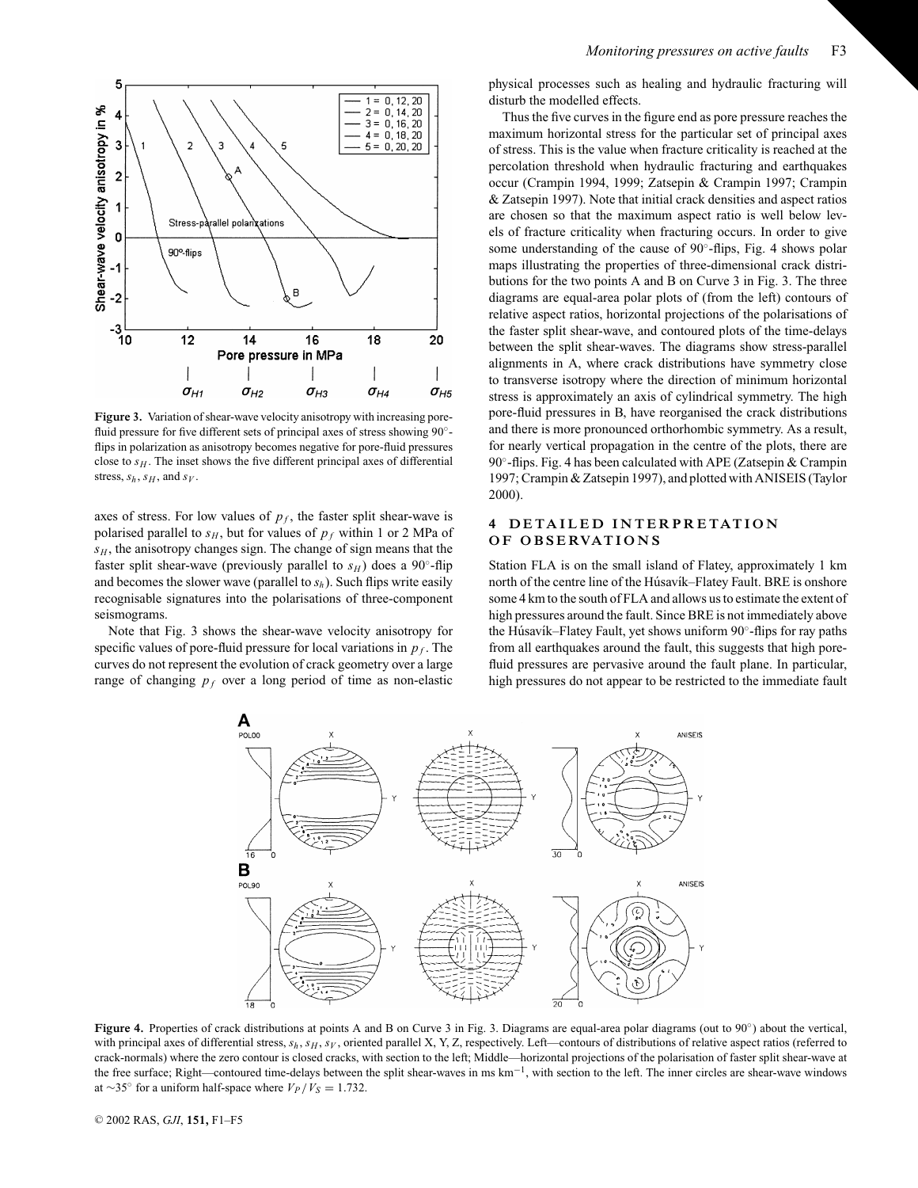5
4
3
2
1
0
-1
-2
-3
10 12 14 16 18 20
Shear-wave velocity anisotropy in %
Pore pressure in MPa
1 = 0, 12, 20
2 = 0, 14, 20
3 = 0, 16, 20
4 = 0, 18, 20
5 = 0, 20, 20
1 2 3 4 5
A
B
Stress-parallel polarizations
90°-flips
$\sigma_{H1}$ $\sigma_{H2}$ $\sigma_{H3}$ $\sigma_{H4}$ $\sigma_{H5}$

**Figure 3.** Variation of shear-wave velocity anisotropy with increasing pore-fluid pressure for five different sets of principal axes of stress showing 90°-flips in polarization as anisotropy becomes negative for pore-fluid pressures close to $s_H$. The inset shows the five different principal axes of differential stress, $s_h$, $s_H$, and $s_V$.

axes of stress. For low values of $p_f$, the faster split shear-wave is polarised parallel to $s_H$, but for values of $p_f$ within 1 or 2 MPa of $s_H$, the anisotropy changes sign. The change of sign means that the faster split shear-wave (previously parallel to $s_H$) does a 90°-flip and becomes the slower wave (parallel to $s_h$). Such flips write easily recognisable signatures into the polarisations of three-component seismograms.

Note that Fig. 3 shows the shear-wave velocity anisotropy for specific values of pore-fluid pressure for local variations in $p_f$. The curves do not represent the evolution of crack geometry over a large range of changing $p_f$ over a long period of time as non-elastic physical processes such as healing and hydraulic fracturing will disturb the modelled effects.

Thus the five curves in the figure end as pore pressure reaches the maximum horizontal stress for the particular set of principal axes of stress. This is the value when fracture criticality is reached at the percolation threshold when hydraulic fracturing and earthquakes occur (Crampin 1994, 1999; Zatsepin & Crampin 1997; Crampin & Zatsepin 1997). Note that initial crack densities and aspect ratios are chosen so that the maximum aspect ratio is well below levels of fracture criticality when fracturing occurs. In order to give some understanding of the cause of 90°-flips, Fig. 4 shows polar maps illustrating the properties of three-dimensional crack distributions for the two points A and B on Curve 3 in Fig. 3. The three diagrams are equal-area polar plots of (from the left) contours of relative aspect ratios, horizontal projections of the polarisations of the faster split shear-wave, and contoured plots of the time-delays between the split shear-waves. The diagrams show stress-parallel alignments in A, where crack distributions have symmetry close to transverse isotropy where the direction of minimum horizontal stress is approximately an axis of cylindrical symmetry. The high pore-fluid pressures in B, have reorganised the crack distributions and there is more pronounced orthorhombic symmetry. As a result, for nearly vertical propagation in the centre of the plots, there are 90°-flips. Fig. 4 has been calculated with APE (Zatsepin & Crampin 1997; Crampin & Zatsepin 1997), and plotted with ANISEIS (Taylor 2000).

## 4 DETAILED INTERPRETATION OF OBSERVATIONS

Station FLA is on the small island of Flatey, approximately 1 km north of the centre line of the Húsavík–Flatey Fault. BRE is onshore some 4 km to the south of FLA and allows us to estimate the extent of high pressures around the fault. Since BRE is not immediately above the Húsavík–Flatey Fault, yet shows uniform 90°-flips for ray paths from all earthquakes around the fault, this suggests that high pore-fluid pressures are pervasive around the fault plane. In particular, high pressures do not appear to be restricted to the immediate fault

A
POL00
X
Y
ANISEIS
16 0
30 0
B
POL90
X
Y
ANISEIS
18 0
20 0

**Figure 4.** Properties of crack distributions at points A and B on Curve 3 in Fig. 3. Diagrams are equal-area polar diagrams (out to 90°) about the vertical, with principal axes of differential stress, $s_h$, $s_H$, $s_V$, oriented parallel X, Y, Z, respectively. Left—contours of distributions of relative aspect ratios (referred to crack-normals) where the zero contour is closed cracks, with section to the left; Middle—horizontal projections of the polarisation of faster split shear-wave at the free surface; Right—contoured time-delays between the split shear-waves in ms km$^{-1}$, with section to the left. The inner circles are shear-wave windows at ~35° for a uniform half-space where $V_P/V_S = 1.732$.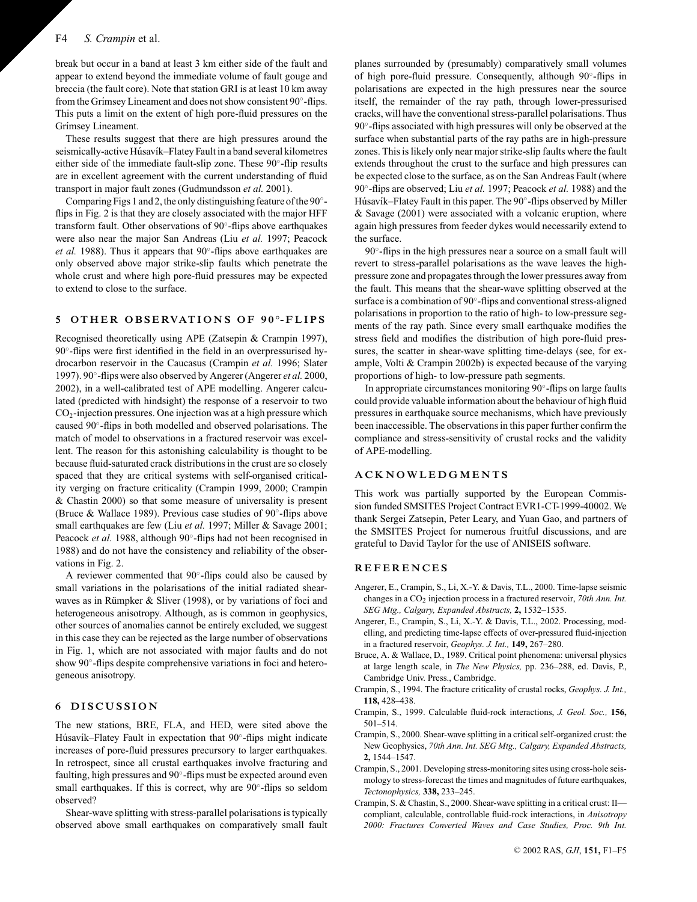break but occur in a band at least 3 km either side of the fault and appear to extend beyond the immediate volume of fault gouge and breccia (the fault core). Note that station GRI is at least 10 km away from the Grímsey Lineament and does not show consistent 90°-flips. This puts a limit on the extent of high pore-fluid pressures on the Grímsey Lineament.

These results suggest that there are high pressures around the seismically-active Húsavík–Flatey Fault in a band several kilometres either side of the immediate fault-slip zone. These 90°-flip results are in excellent agreement with the current understanding of fluid transport in major fault zones (Gudmundsson *et al.* 2001).

Comparing Figs 1 and 2, the only distinguishing feature of the 90°-flips in Fig. 2 is that they are closely associated with the major HFF transform fault. Other observations of 90°-flips above earthquakes were also near the major San Andreas (Liu *et al.* 1997; Peacock *et al.* 1988). Thus it appears that 90°-flips above earthquakes are only observed above major strike-slip faults which penetrate the whole crust and where high pore-fluid pressures may be expected to extend to close to the surface.

## 5 OTHER OBSERVATIONS OF 90°-FLIPS

Recognised theoretically using APE (Zatsepin & Crampin 1997), 90°-flips were first identified in the field in an overpressurised hydrocarbon reservoir in the Caucasus (Crampin *et al.* 1996; Slater 1997). 90°-flips were also observed by Angerer (Angerer *et al.* 2000, 2002), in a well-calibrated test of APE modelling. Angerer calculated (predicted with hindsight) the response of a reservoir to two $CO_2$-injection pressures. One injection was at a high pressure which caused 90°-flips in both modelled and observed polarisations. The match of model to observations in a fractured reservoir was excellent. The reason for this astonishing calculability is thought to be because fluid-saturated crack distributions in the crust are so closely spaced that they are critical systems with self-organised criticality verging on fracture criticality (Crampin 1999, 2000; Crampin & Chastin 2000) so that some measure of universality is present (Bruce & Wallace 1989). Previous case studies of 90°-flips above small earthquakes are few (Liu *et al.* 1997; Miller & Savage 2001; Peacock *et al.* 1988, although 90°-flips had not been recognised in 1988) and do not have the consistency and reliability of the observations in Fig. 2.

A reviewer commented that 90°-flips could also be caused by small variations in the polarisations of the initial radiated shear-waves as in Rümpker & Sliver (1998), or by variations of foci and heterogeneous anisotropy. Although, as is common in geophysics, other sources of anomalies cannot be entirely excluded, we suggest in this case they can be rejected as the large number of observations in Fig. 1, which are not associated with major faults and do not show 90°-flips despite comprehensive variations in foci and heterogeneous anisotropy.

## 6 DISCUSSION

The new stations, BRE, FLA, and HED, were sited above the Húsavík–Flatey Fault in expectation that 90°-flips might indicate increases of pore-fluid pressures precursory to larger earthquakes. In retrospect, since all crustal earthquakes involve fracturing and faulting, high pressures and 90°-flips must be expected around even small earthquakes. If this is correct, why are 90°-flips so seldom observed?

Shear-wave splitting with stress-parallel polarisations is typically observed above small earthquakes on comparatively small fault planes surrounded by (presumably) comparatively small volumes of high pore-fluid pressure. Consequently, although 90°-flips in polarisations are expected in the high pressures near the source itself, the remainder of the ray path, through lower-pressurised cracks, will have the conventional stress-parallel polarisations. Thus 90°-flips associated with high pressures will only be observed at the surface when substantial parts of the ray paths are in high-pressure zones. This is likely only near major strike-slip faults where the fault extends throughout the crust to the surface and high pressures can be expected close to the surface, as on the San Andreas Fault (where 90°-flips are observed; Liu *et al.* 1997; Peacock *et al.* 1988) and the Húsavík–Flatey Fault in this paper. The 90°-flips observed by Miller & Savage (2001) were associated with a volcanic eruption, where again high pressures from feeder dykes would necessarily extend to the surface.

90°-flips in the high pressures near a source on a small fault will revert to stress-parallel polarisations as the wave leaves the high-pressure zone and propagates through the lower pressures away from the fault. This means that the shear-wave splitting observed at the surface is a combination of 90°-flips and conventional stress-aligned polarisations in proportion to the ratio of high- to low-pressure segments of the ray path. Since every small earthquake modifies the stress field and modifies the distribution of high pore-fluid pressures, the scatter in shear-wave splitting time-delays (see, for example, Volti & Crampin 2002b) is expected because of the varying proportions of high- to low-pressure path segments.

In appropriate circumstances monitoring 90°-flips on large faults could provide valuable information about the behaviour of high fluid pressures in earthquake source mechanisms, which have previously been inaccessible. The observations in this paper further confirm the compliance and stress-sensitivity of crustal rocks and the validity of APE-modelling.

## ACKNOWLEDGMENTS

This work was partially supported by the European Commission funded SMSITES Project Contract EVR1-CT-1999-40002. We thank Sergei Zatsepin, Peter Leary, and Yuan Gao, and partners of the SMSITES Project for numerous fruitful discussions, and are grateful to David Taylor for the use of ANISEIS software.

## REFERENCES

Angerer, E., Crampin, S., Li, X.-Y. & Davis, T.L., 2000. Time-lapse seismic changes in a $CO_2$ injection process in a fractured reservoir, *70th Ann. Int. SEG Mtg., Calgary, Expanded Abstracts,* **2,** 1532–1535.

Angerer, E., Crampin, S., Li, X.-Y. & Davis, T.L., 2002. Processing, modelling, and predicting time-lapse effects of over-pressured fluid-injection in a fractured reservoir, *Geophys. J. Int.,* **149,** 267–280.

Bruce, A. & Wallace, D., 1989. Critical point phenomena: universal physics at large length scale, in *The New Physics,* pp. 236–288, ed. Davis, P., Cambridge Univ. Press., Cambridge.

Crampin, S., 1994. The fracture criticality of crustal rocks, *Geophys. J. Int.,* **118,** 428–438.

Crampin, S., 1999. Calculable fluid-rock interactions, *J. Geol. Soc.,* **156,** 501–514.

Crampin, S., 2000. Shear-wave splitting in a critical self-organized crust: the New Geophysics, *70th Ann. Int. SEG Mtg., Calgary, Expanded Abstracts,* **2,** 1544–1547.

Crampin, S., 2001. Developing stress-monitoring sites using cross-hole seismology to stress-forecast the times and magnitudes of future earthquakes, *Tectonophysics,* **338,** 233–245.

Crampin, S. & Chastin, S., 2000. Shear-wave splitting in a critical crust: II—compliant, calculable, controllable fluid-rock interactions, in *Anisotropy 2000: Fractures Converted Waves and Case Studies, Proc. 9th Int.*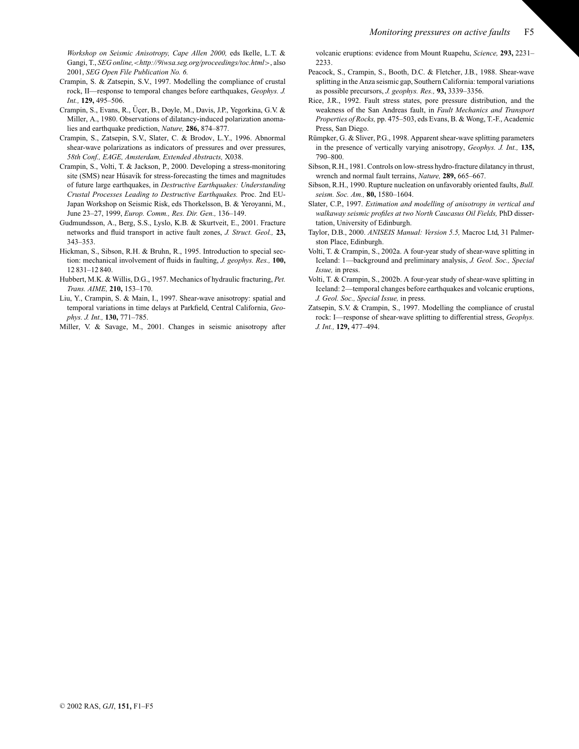*Workshop on Seismic Anisotropy, Cape Allen 2000,* eds Ikelle, L.T. & Gangi, T., *SEG online,<http://9iwsa.seg.org/proceedings/toc.html>*, also 2001, *SEG Open File Publication No. 6.*

Crampin, S. & Zatsepin, S.V., 1997. Modelling the compliance of crustal rock, II—response to temporal changes before earthquakes, *Geophys. J. Int.,* **129,** 495–506.

Crampin, S., Evans, R., Üçer, B., Doyle, M., Davis, J.P., Yegorkina, G.V. & Miller, A., 1980. Observations of dilatancy-induced polarization anomalies and earthquake prediction, *Nature,* **286,** 874–877.

Crampin, S., Zatsepin, S.V., Slater, C. & Brodov, L.Y., 1996. Abnormal shear-wave polarizations as indicators of pressures and over pressures, *58th Conf., EAGE, Amsterdam, Extended Abstracts,* X038.

Crampin, S., Volti, T. & Jackson, P., 2000. Developing a stress-monitoring site (SMS) near Húsavík for stress-forecasting the times and magnitudes of future large earthquakes, in *Destructive Earthquakes: Understanding Crustal Processes Leading to Destructive Earthquakes.* Proc. 2nd EU-Japan Workshop on Seismic Risk, eds Thorkelsson, B. & Yeroyanni, M., June 23–27, 1999, *Europ. Comm., Res. Dir. Gen.,* 136–149.

Gudmundsson, A., Berg, S.S., Lyslo, K.B. & Skurtveit, E., 2001. Fracture networks and fluid transport in active fault zones, *J. Struct. Geol.,* **23,** 343–353.

Hickman, S., Sibson, R.H. & Bruhn, R., 1995. Introduction to special section: mechanical involvement of fluids in faulting, *J. geophys. Res.,* **100,** 12 831–12 840.

Hubbert, M.K. & Willis, D.G., 1957. Mechanics of hydraulic fracturing, *Pet. Trans. AIME,* **210,** 153–170.

Liu, Y., Crampin, S. & Main, I., 1997. Shear-wave anisotropy: spatial and temporal variations in time delays at Parkfield, Central California, *Geophys. J. Int.,* **130,** 771–785.

Miller, V. & Savage, M., 2001. Changes in seismic anisotropy after volcanic eruptions: evidence from Mount Ruapehu, *Science,* **293,** 2231–2233.

Peacock, S., Crampin, S., Booth, D.C. & Fletcher, J.B., 1988. Shear-wave splitting in the Anza seismic gap, Southern California: temporal variations as possible precursors, *J. geophys. Res.,* **93,** 3339–3356.

Rice, J.R., 1992. Fault stress states, pore pressure distribution, and the weakness of the San Andreas fault, in *Fault Mechanics and Transport Properties of Rocks,* pp. 475–503, eds Evans, B. & Wong, T.-F., Academic Press, San Diego.

Rümpker, G. & Sliver, P.G., 1998. Apparent shear-wave splitting parameters in the presence of vertically varying anisotropy, *Geophys. J. Int.,* **135,** 790–800.

Sibson, R.H., 1981. Controls on low-stress hydro-fracture dilatancy in thrust, wrench and normal fault terrains, *Nature,* **289,** 665–667.

Sibson, R.H., 1990. Rupture nucleation on unfavorably oriented faults, *Bull. seism. Soc. Am.,* **80,** 1580–1604.

Slater, C.P., 1997. *Estimation and modelling of anisotropy in vertical and walkaway seismic profiles at two North Caucasus Oil Fields,* PhD dissertation, University of Edinburgh.

Taylor, D.B., 2000. *ANISEIS Manual: Version 5.5,* Macroc Ltd, 31 Palmerston Place, Edinburgh.

Volti, T. & Crampin, S., 2002a. A four-year study of shear-wave splitting in Iceland: 1—background and preliminary analysis, *J. Geol. Soc., Special Issue,* in press.

Volti, T. & Crampin, S., 2002b. A four-year study of shear-wave splitting in Iceland: 2—temporal changes before earthquakes and volcanic eruptions, *J. Geol. Soc., Special Issue,* in press.

Zatsepin, S.V. & Crampin, S., 1997. Modelling the compliance of crustal rock: I—response of shear-wave splitting to differential stress, *Geophys. J. Int.,* **129,** 477–494.